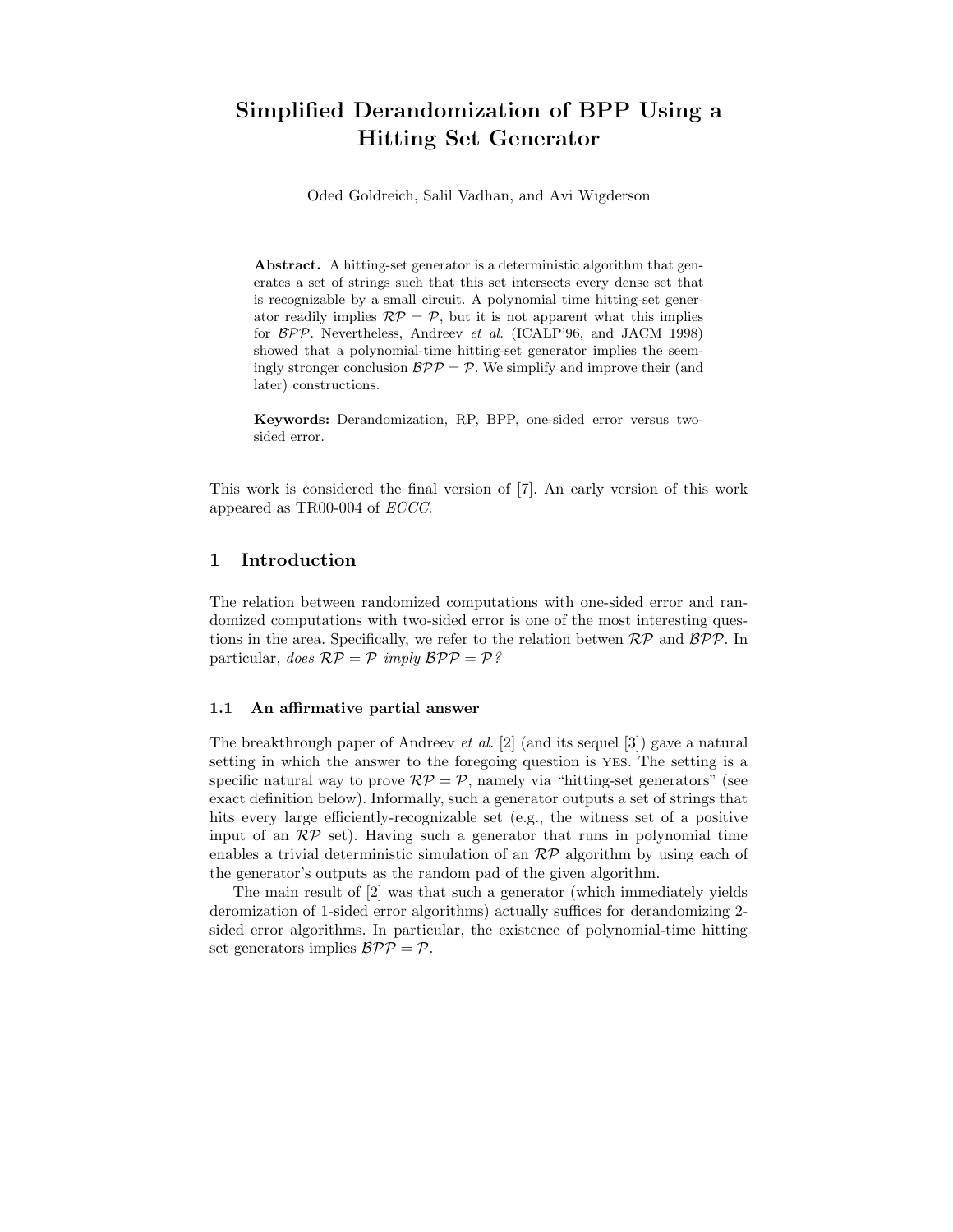# Simplified Derandomization of BPP Using a Hitting Set Generator

Oded Goldreich, Salil Vadhan, and Avi Wigderson

**Abstract.** A hitting-set generator is a deterministic algorithm that generates a set of strings such that this set intersects every dense set that is recognizable by a small circuit. A polynomial time hitting-set generator readily implies $\mathcal{RP} = \mathcal{P}$, but it is not apparent what this implies for $\mathcal{BPP}$. Nevertheless, Andreev *et al.* (ICALP'96, and JACM 1998) showed that a polynomial-time hitting-set generator implies the seemingly stronger conclusion $\mathcal{BPP} = \mathcal{P}$. We simplify and improve their (and later) constructions.

**Keywords:** Derandomization, RP, BPP, one-sided error versus two-sided error.

This work is considered the final version of [7]. An early version of this work appeared as TR00-004 of *ECCC*.

## 1 Introduction

The relation between randomized computations with one-sided error and randomized computations with two-sided error is one of the most interesting questions in the area. Specifically, we refer to the relation betwen $\mathcal{RP}$ and $\mathcal{BPP}$. In particular, *does $\mathcal{RP} = \mathcal{P}$ imply $\mathcal{BPP} = \mathcal{P}$?*

### 1.1 An affirmative partial answer

The breakthrough paper of Andreev *et al.* [2] (and its sequel [3]) gave a natural setting in which the answer to the foregoing question is YES. The setting is a specific natural way to prove $\mathcal{RP} = \mathcal{P}$, namely via "hitting-set generators" (see exact definition below). Informally, such a generator outputs a set of strings that hits every large efficiently-recognizable set (e.g., the witness set of a positive input of an $\mathcal{RP}$ set). Having such a generator that runs in polynomial time enables a trivial deterministic simulation of an $\mathcal{RP}$ algorithm by using each of the generator's outputs as the random pad of the given algorithm.

The main result of [2] was that such a generator (which immediately yields deromization of 1-sided error algorithms) actually suffices for derandomizing 2-sided error algorithms. In particular, the existence of polynomial-time hitting set generators implies $\mathcal{BPP} = \mathcal{P}$.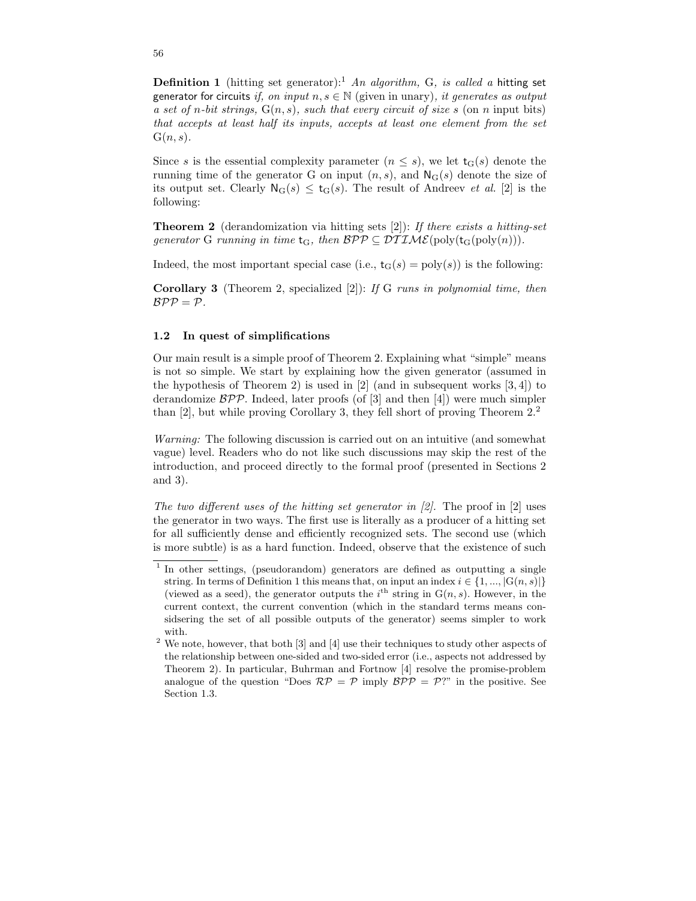**Definition 1** (hitting set generator):[1] *An algorithm,* G*, is called a* hitting set generator for circuits *if, on input* $n, s \in \mathbb{N}$ (given in unary)*, it generates as output a set of* $n$*-bit strings,* $\mathrm{G}(n, s)$*, such that every circuit of size* $s$ (on $n$ input bits) *that accepts at least half its inputs, accepts at least one element from the set* $\mathrm{G}(n, s)$.

Since $s$ is the essential complexity parameter ($n \leq s$), we let $\mathsf{t}_{\mathrm{G}}(s)$ denote the running time of the generator G on input $(n, s)$, and $\mathsf{N}_{\mathrm{G}}(s)$ denote the size of its output set. Clearly $\mathsf{N}_{\mathrm{G}}(s) \leq \mathsf{t}_{\mathrm{G}}(s)$. The result of Andreev *et al.* [2] is the following:

**Theorem 2** (derandomization via hitting sets [2]): *If there exists a hitting-set generator* G *running in time* $\mathsf{t}_{\mathrm{G}}$*, then* $\mathcal{BPP} \subseteq \mathcal{DTIME}(\mathrm{poly}(\mathsf{t}_{\mathrm{G}}(\mathrm{poly}(n))))$.

Indeed, the most important special case (i.e., $\mathsf{t}_{\mathrm{G}}(s) = \mathrm{poly}(s)$) is the following:

**Corollary 3** (Theorem 2, specialized [2]): *If* G *runs in polynomial time, then* $\mathcal{BPP} = \mathcal{P}$.

### 1.2 In quest of simplifications

Our main result is a simple proof of Theorem 2. Explaining what "simple" means is not so simple. We start by explaining how the given generator (assumed in the hypothesis of Theorem 2) is used in [2] (and in subsequent works [3, 4]) to derandomize $\mathcal{BPP}$. Indeed, later proofs (of [3] and then [4]) were much simpler than [2], but while proving Corollary 3, they fell short of proving Theorem 2.[2]

*Warning:* The following discussion is carried out on an intuitive (and somewhat vague) level. Readers who do not like such discussions may skip the rest of the introduction, and proceed directly to the formal proof (presented in Sections 2 and 3).

*The two different uses of the hitting set generator in [2].* The proof in [2] uses the generator in two ways. The first use is literally as a producer of a hitting set for all sufficiently dense and efficiently recognized sets. The second use (which is more subtle) is as a hard function. Indeed, observe that the existence of such

---

[1] In other settings, (pseudorandom) generators are defined as outputting a single string. In terms of Definition 1 this means that, on input an index $i \in \{1, ..., |\mathrm{G}(n, s)|\}$ (viewed as a seed), the generator outputs the $i^{\text{th}}$ string in $\mathrm{G}(n, s)$. However, in the current context, the current convention (which in the standard terms means considsering the set of all possible outputs of the generator) seems simpler to work with.

[2] We note, however, that both [3] and [4] use their techniques to study other aspects of the relationship between one-sided and two-sided error (i.e., aspects not addressed by Theorem 2). In particular, Buhrman and Fortnow [4] resolve the promise-problem analogue of the question "Does $\mathcal{RP} = \mathcal{P}$ imply $\mathcal{BPP} = \mathcal{P}$?" in the positive. See Section 1.3.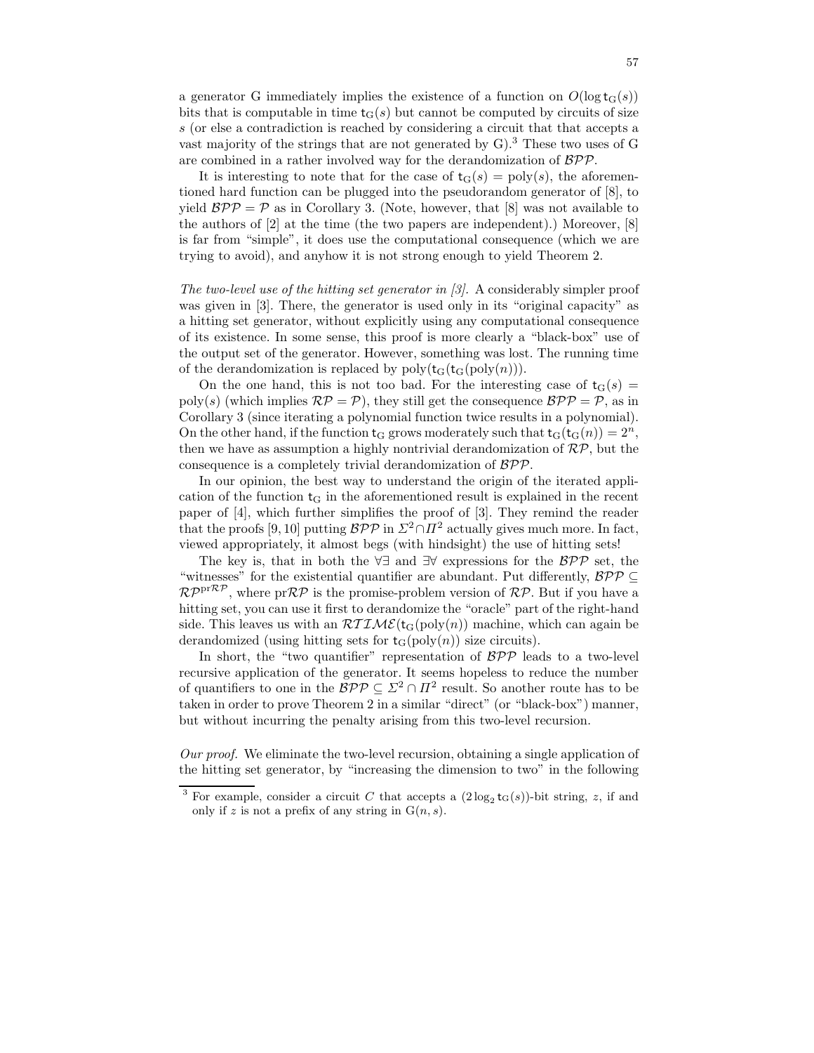a generator G immediately implies the existence of a function on $O(\log \mathsf{t}_{\mathrm{G}}(s))$ bits that is computable in time $\mathsf{t}_{\mathrm{G}}(s)$ but cannot be computed by circuits of size $s$ (or else a contradiction is reached by considering a circuit that that accepts a vast majority of the strings that are not generated by G).[3] These two uses of G are combined in a rather involved way for the derandomization of $\mathcal{BPP}$.

It is interesting to note that for the case of $\mathsf{t}_{\mathrm{G}}(s) = \mathrm{poly}(s)$, the aforementioned hard function can be plugged into the pseudorandom generator of [8], to yield $\mathcal{BPP} = \mathcal{P}$ as in Corollary 3. (Note, however, that [8] was not available to the authors of [2] at the time (the two papers are independent).) Moreover, [8] is far from "simple", it does use the computational consequence (which we are trying to avoid), and anyhow it is not strong enough to yield Theorem 2.

*The two-level use of the hitting set generator in [3].* A considerably simpler proof was given in [3]. There, the generator is used only in its "original capacity" as a hitting set generator, without explicitly using any computational consequence of its existence. In some sense, this proof is more clearly a "black-box" use of the output set of the generator. However, something was lost. The running time of the derandomization is replaced by $\mathrm{poly}(\mathsf{t}_{\mathrm{G}}(\mathsf{t}_{\mathrm{G}}(\mathrm{poly}(n))))$.

On the one hand, this is not too bad. For the interesting case of $\mathsf{t}_{\mathrm{G}}(s) = \mathrm{poly}(s)$ (which implies $\mathcal{RP} = \mathcal{P}$), they still get the consequence $\mathcal{BPP} = \mathcal{P}$, as in Corollary 3 (since iterating a polynomial function twice results in a polynomial). On the other hand, if the function $\mathsf{t}_{\mathrm{G}}$ grows moderately such that $\mathsf{t}_{\mathrm{G}}(\mathsf{t}_{\mathrm{G}}(n)) = 2^n$, then we have as assumption a highly nontrivial derandomization of $\mathcal{RP}$, but the consequence is a completely trivial derandomization of $\mathcal{BPP}$.

In our opinion, the best way to understand the origin of the iterated application of the function $\mathsf{t}_{\mathrm{G}}$ in the aforementioned result is explained in the recent paper of [4], which further simplifies the proof of [3]. They remind the reader that the proofs [9, 10] putting $\mathcal{BPP}$ in $\Sigma^2 \cap \Pi^2$ actually gives much more. In fact, viewed appropriately, it almost begs (with hindsight) the use of hitting sets!

The key is, that in both the $\forall\exists$ and $\exists\forall$ expressions for the $\mathcal{BPP}$ set, the "witnesses" for the existential quantifier are abundant. Put differently, $\mathcal{BPP} \subseteq \mathcal{RP}^{\mathrm{pr}\mathcal{RP}}$, where $\mathrm{pr}\mathcal{RP}$ is the promise-problem version of $\mathcal{RP}$. But if you have a hitting set, you can use it first to derandomize the "oracle" part of the right-hand side. This leaves us with an $\mathcal{RTIME}(\mathsf{t}_{\mathrm{G}}(\mathrm{poly}(n))$ machine, which can again be derandomized (using hitting sets for $\mathsf{t}_{\mathrm{G}}(\mathrm{poly}(n))$ size circuits).

In short, the "two quantifier" representation of $\mathcal{BPP}$ leads to a two-level recursive application of the generator. It seems hopeless to reduce the number of quantifiers to one in the $\mathcal{BPP} \subseteq \Sigma^2 \cap \Pi^2$ result. So another route has to be taken in order to prove Theorem 2 in a similar "direct" (or "black-box") manner, but without incurring the penalty arising from this two-level recursion.

*Our proof.* We eliminate the two-level recursion, obtaining a single application of the hitting set generator, by "increasing the dimension to two" in the following

[3] For example, consider a circuit $C$ that accepts a $(2\log_2 \mathsf{t}_{\mathrm{G}}(s))$-bit string, $z$, if and only if $z$ is not a prefix of any string in $\mathrm{G}(n, s)$.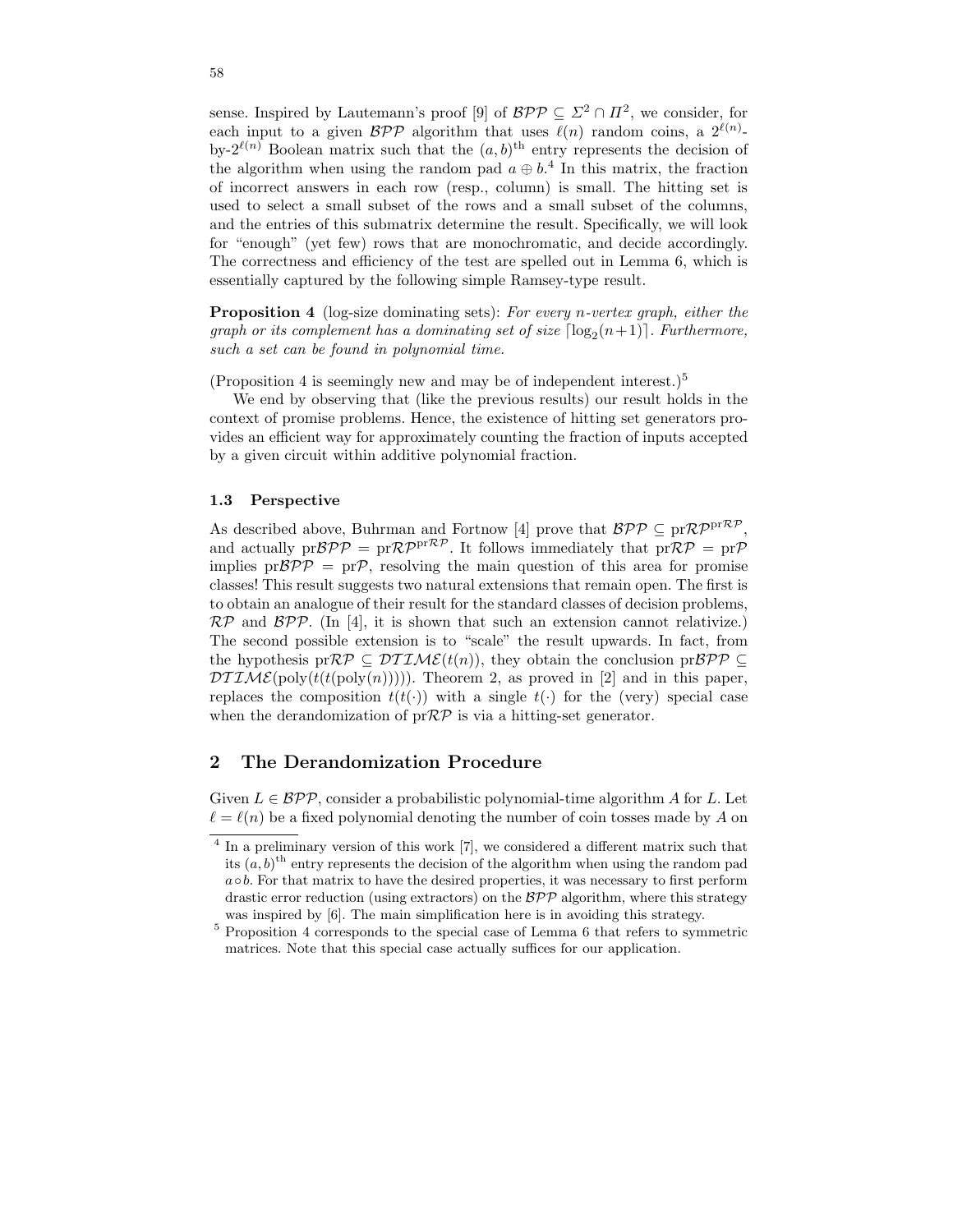sense. Inspired by Lautemann's proof [9] of $\mathcal{BPP} \subseteq \Sigma^2 \cap \Pi^2$, we consider, for each input to a given $\mathcal{BPP}$ algorithm that uses $\ell(n)$ random coins, a $2^{\ell(n)}$-by-$2^{\ell(n)}$ Boolean matrix such that the $(a,b)^{\text{th}}$ entry represents the decision of the algorithm when using the random pad $a \oplus b$.[4] In this matrix, the fraction of incorrect answers in each row (resp., column) is small. The hitting set is used to select a small subset of the rows and a small subset of the columns, and the entries of this submatrix determine the result. Specifically, we will look for "enough" (yet few) rows that are monochromatic, and decide accordingly. The correctness and efficiency of the test are spelled out in Lemma 6, which is essentially captured by the following simple Ramsey-type result.

**Proposition 4** (log-size dominating sets): *For every $n$-vertex graph, either the graph or its complement has a dominating set of size $\lceil \log_2(n+1) \rceil$. Furthermore, such a set can be found in polynomial time.*

(Proposition 4 is seemingly new and may be of independent interest.)[5]

We end by observing that (like the previous results) our result holds in the context of promise problems. Hence, the existence of hitting set generators provides an efficient way for approximately counting the fraction of inputs accepted by a given circuit within additive polynomial fraction.

### 1.3 Perspective

As described above, Buhrman and Fortnow [4] prove that $\mathcal{BPP} \subseteq \mathrm{pr}\mathcal{RP}^{\mathrm{pr}\mathcal{RP}}$, and actually $\mathrm{pr}\mathcal{BPP} = \mathrm{pr}\mathcal{RP}^{\mathrm{pr}\mathcal{RP}}$. It follows immediately that $\mathrm{pr}\mathcal{RP} = \mathrm{pr}\mathcal{P}$ implies $\mathrm{pr}\mathcal{BPP} = \mathrm{pr}\mathcal{P}$, resolving the main question of this area for promise classes! This result suggests two natural extensions that remain open. The first is to obtain an analogue of their result for the standard classes of decision problems, $\mathcal{RP}$ and $\mathcal{BPP}$. (In [4], it is shown that such an extension cannot relativize.) The second possible extension is to "scale" the result upwards. In fact, from the hypothesis $\mathrm{pr}\mathcal{RP} \subseteq \mathcal{DTIME}(t(n))$, they obtain the conclusion $\mathrm{pr}\mathcal{BPP} \subseteq \mathcal{DTIME}(\mathrm{poly}(t(t(\mathrm{poly}(n)))))$. Theorem 2, as proved in [2] and in this paper, replaces the composition $t(t(\cdot))$ with a single $t(\cdot)$ for the (very) special case when the derandomization of $\mathrm{pr}\mathcal{RP}$ is via a hitting-set generator.

## 2 The Derandomization Procedure

Given $L \in \mathcal{BPP}$, consider a probabilistic polynomial-time algorithm $A$ for $L$. Let $\ell = \ell(n)$ be a fixed polynomial denoting the number of coin tosses made by $A$ on

---

[4] In a preliminary version of this work [7], we considered a different matrix such that its $(a,b)^{\text{th}}$ entry represents the decision of the algorithm when using the random pad $a \circ b$. For that matrix to have the desired properties, it was necessary to first perform drastic error reduction (using extractors) on the $\mathcal{BPP}$ algorithm, where this strategy was inspired by [6]. The main simplification here is in avoiding this strategy.

[5] Proposition 4 corresponds to the special case of Lemma 6 that refers to symmetric matrices. Note that this special case actually suffices for our application.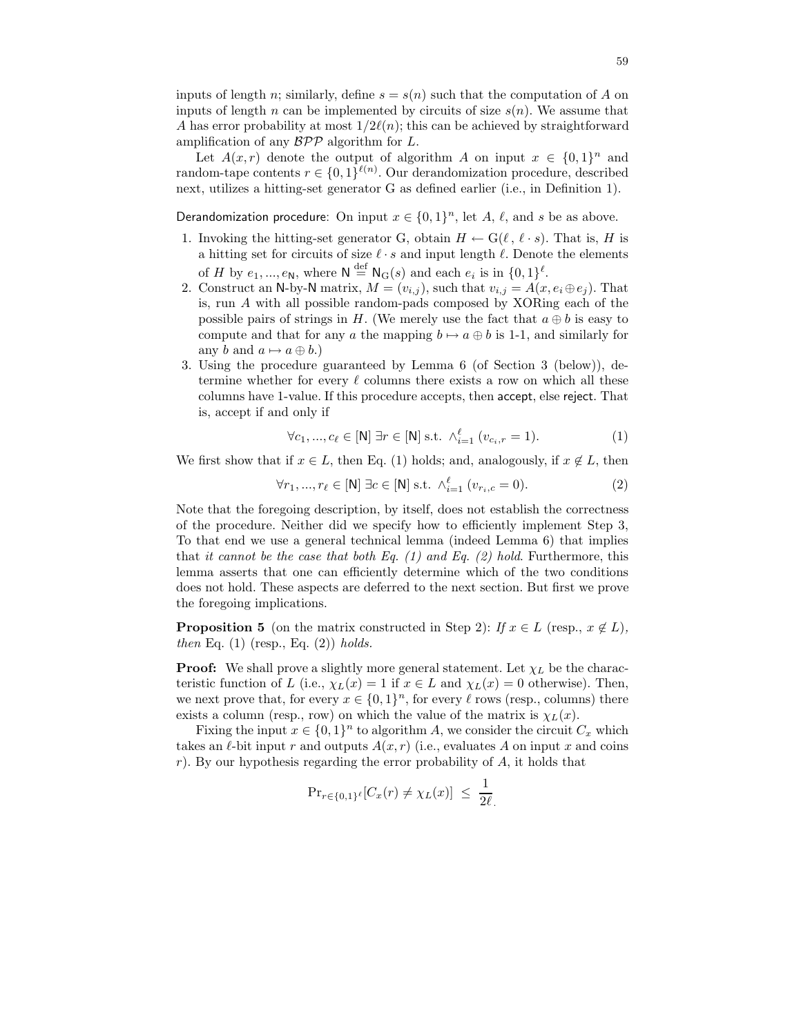inputs of length $n$; similarly, define $s = s(n)$ such that the computation of $A$ on inputs of length $n$ can be implemented by circuits of size $s(n)$. We assume that $A$ has error probability at most $1/2\ell(n)$; this can be achieved by straightforward amplification of any $\mathcal{BPP}$ algorithm for $L$.

Let $A(x, r)$ denote the output of algorithm $A$ on input $x \in \{0,1\}^n$ and random-tape contents $r \in \{0,1\}^{\ell(n)}$. Our derandomization procedure, described next, utilizes a hitting-set generator G as defined earlier (i.e., in Definition 1).

Derandomization procedure: On input $x \in \{0,1\}^n$, let $A$, $\ell$, and $s$ be as above.

1. Invoking the hitting-set generator G, obtain $H \leftarrow \mathrm{G}(\ell, \ell \cdot s)$. That is, $H$ is a hitting set for circuits of size $\ell \cdot s$ and input length $\ell$. Denote the elements of $H$ by $e_1, ..., e_\mathsf{N}$, where $\mathsf{N} \stackrel{\rm def}{=} \mathsf{N}_\mathrm{G}(s)$ and each $e_i$ is in $\{0,1\}^\ell$.
2. Construct an N-by-N matrix, $M = (v_{i,j})$, such that $v_{i,j} = A(x, e_i \oplus e_j)$. That is, run $A$ with all possible random-pads composed by XORing each of the possible pairs of strings in $H$. (We merely use the fact that $a \oplus b$ is easy to compute and that for any $a$ the mapping $b \mapsto a \oplus b$ is 1-1, and similarly for any $b$ and $a \mapsto a \oplus b$.)
3. Using the procedure guaranteed by Lemma 6 (of Section 3 (below)), determine whether for every $\ell$ columns there exists a row on which all these columns have 1-value. If this procedure accepts, then accept, else reject. That is, accept if and only if

$$\forall c_1, ..., c_\ell \in [\mathsf{N}] \; \exists r \in [\mathsf{N}] \text{ s.t. } \wedge_{i=1}^{\ell} \, (v_{c_i,r} = 1). \tag{1}$$

We first show that if $x \in L$, then Eq. (1) holds; and, analogously, if $x \notin L$, then

$$\forall r_1, ..., r_\ell \in [\mathsf{N}] \; \exists c \in [\mathsf{N}] \text{ s.t. } \wedge_{i=1}^{\ell} \, (v_{r_i,c} = 0). \tag{2}$$

Note that the foregoing description, by itself, does not establish the correctness of the procedure. Neither did we specify how to efficiently implement Step 3, To that end we use a general technical lemma (indeed Lemma 6) that implies that *it cannot be the case that both Eq. (1) and Eq. (2) hold*. Furthermore, this lemma asserts that one can efficiently determine which of the two conditions does not hold. These aspects are deferred to the next section. But first we prove the foregoing implications.

**Proposition 5** (on the matrix constructed in Step 2): *If $x \in L$ (resp., $x \notin L$), then* Eq. (1) (resp., Eq. (2)) *holds.*

**Proof:** We shall prove a slightly more general statement. Let $\chi_L$ be the characteristic function of $L$ (i.e., $\chi_L(x) = 1$ if $x \in L$ and $\chi_L(x) = 0$ otherwise). Then, we next prove that, for every $x \in \{0,1\}^n$, for every $\ell$ rows (resp., columns) there exists a column (resp., row) on which the value of the matrix is $\chi_L(x)$.

Fixing the input $x \in \{0,1\}^n$ to algorithm $A$, we consider the circuit $C_x$ which takes an $\ell$-bit input $r$ and outputs $A(x, r)$ (i.e., evaluates $A$ on input $x$ and coins $r$). By our hypothesis regarding the error probability of $A$, it holds that

$$\Pr_{r \in \{0,1\}^\ell}[C_x(r) \neq \chi_L(x)] \;\leq\; \frac{1}{2\ell}.$$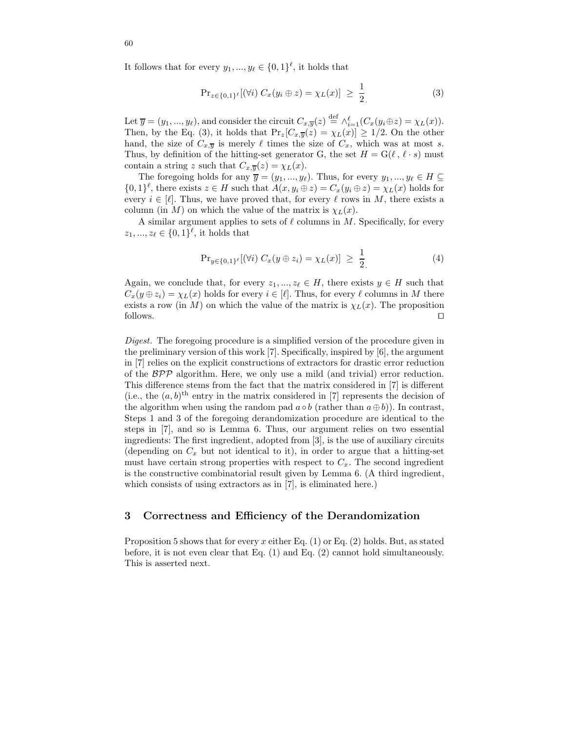It follows that for every $y_1, ..., y_\ell \in \{0,1\}^\ell$, it holds that

$$\Pr_{z\in\{0,1\}^\ell}[(\forall i)\ C_x(y_i \oplus z) = \chi_L(x)] \ \geq\ \frac{1}{2}. \tag{3}$$

Let $\overline{y} = (y_1, ..., y_\ell)$, and consider the circuit $C_{x,\overline{y}}(z) \stackrel{\text{def}}{=} \wedge_{i=1}^{\ell}(C_x(y_i \oplus z) = \chi_L(x))$. Then, by the Eq. (3), it holds that $\Pr_z[C_{x,\overline{y}}(z) = \chi_L(x)] \geq 1/2$. On the other hand, the size of $C_{x,\overline{y}}$ is merely $\ell$ times the size of $C_x$, which was at most $s$. Thus, by definition of the hitting-set generator G, the set $H = \mathrm{G}(\ell\,,\,\ell \cdot s)$ must contain a string $z$ such that $C_{x,\overline{y}}(z) = \chi_L(x)$.

The foregoing holds for any $\overline{y} = (y_1, ..., y_\ell)$. Thus, for every $y_1, ..., y_\ell \in H \subseteq \{0,1\}^\ell$, there exists $z \in H$ such that $A(x, y_i \oplus z) = C_x(y_i \oplus z) = \chi_L(x)$ holds for every $i \in [\ell]$. Thus, we have proved that, for every $\ell$ rows in $M$, there exists a column (in $M$) on which the value of the matrix is $\chi_L(x)$.

A similar argument applies to sets of $\ell$ columns in $M$. Specifically, for every $z_1, ..., z_\ell \in \{0,1\}^\ell$, it holds that

$$\Pr_{y\in\{0,1\}^\ell}[(\forall i)\ C_x(y \oplus z_i) = \chi_L(x)] \ \geq\ \frac{1}{2}. \tag{4}$$

Again, we conclude that, for every $z_1, ..., z_\ell \in H$, there exists $y \in H$ such that $C_x(y \oplus z_i) = \chi_L(x)$ holds for every $i \in [\ell]$. Thus, for every $\ell$ columns in $M$ there exists a row (in $M$) on which the value of the matrix is $\chi_L(x)$. The proposition follows. □

*Digest.* The foregoing procedure is a simplified version of the procedure given in the preliminary version of this work [7]. Specifically, inspired by [6], the argument in [7] relies on the explicit constructions of extractors for drastic error reduction of the $\mathcal{BPP}$ algorithm. Here, we only use a mild (and trivial) error reduction. This difference stems from the fact that the matrix considered in [7] is different (i.e., the $(a,b)^{\text{th}}$ entry in the matrix considered in [7] represents the decision of the algorithm when using the random pad $a \circ b$ (rather than $a \oplus b$)). In contrast, Steps 1 and 3 of the foregoing derandomization procedure are identical to the steps in [7], and so is Lemma 6. Thus, our argument relies on two essential ingredients: The first ingredient, adopted from [3], is the use of auxiliary circuits (depending on $C_x$ but not identical to it), in order to argue that a hitting-set must have certain strong properties with respect to $C_x$. The second ingredient is the constructive combinatorial result given by Lemma 6. (A third ingredient, which consists of using extractors as in [7], is eliminated here.)

## 3 Correctness and Efficiency of the Derandomization

Proposition 5 shows that for every $x$ either Eq. (1) or Eq. (2) holds. But, as stated before, it is not even clear that Eq. (1) and Eq. (2) cannot hold simultaneously. This is asserted next.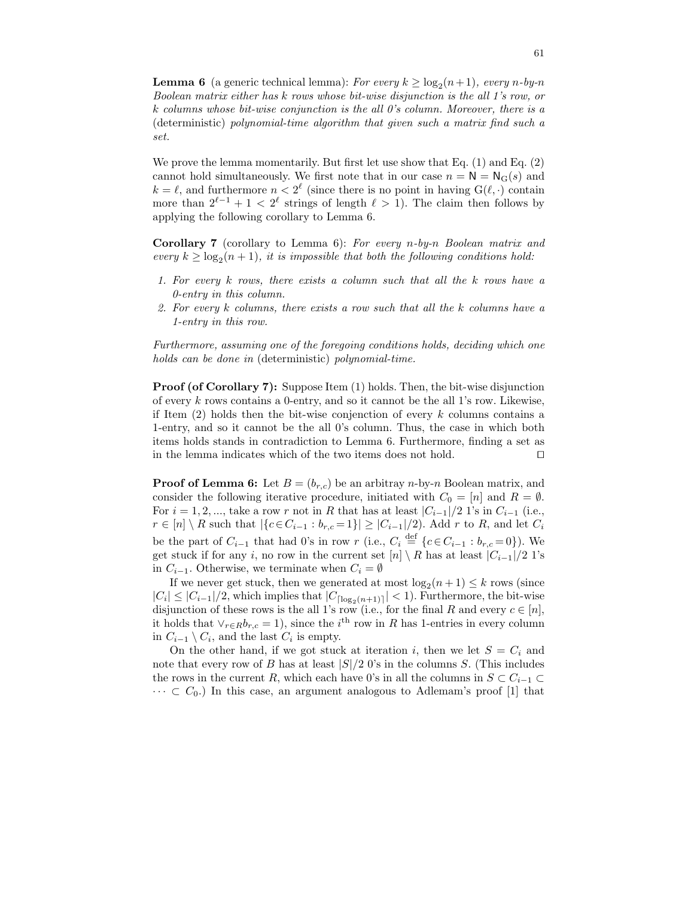**Lemma 6** (a generic technical lemma): *For every $k \geq \log_2(n+1)$, every $n$-by-$n$ Boolean matrix either has $k$ rows whose bit-wise disjunction is the all 1's row, or $k$ columns whose bit-wise conjunction is the all 0's column. Moreover, there is a* (deterministic) *polynomial-time algorithm that given such a matrix find such a set.*

We prove the lemma momentarily. But first let use show that Eq. (1) and Eq. (2) cannot hold simultaneously. We first note that in our case $n = \mathsf{N} = \mathsf{N}_{\mathrm{G}}(s)$ and $k = \ell$, and furthermore $n < 2^{\ell}$ (since there is no point in having $\mathrm{G}(\ell, \cdot)$ contain more than $2^{\ell-1} + 1 < 2^{\ell}$ strings of length $\ell > 1$). The claim then follows by applying the following corollary to Lemma 6.

**Corollary 7** (corollary to Lemma 6): *For every $n$-by-$n$ Boolean matrix and every $k \geq \log_2(n+1)$, it is impossible that both the following conditions hold:*

1. *For every $k$ rows, there exists a column such that all the $k$ rows have a 0-entry in this column.*
2. *For every $k$ columns, there exists a row such that all the $k$ columns have a 1-entry in this row.*

*Furthermore, assuming one of the foregoing conditions holds, deciding which one holds can be done in* (deterministic) *polynomial-time.*

**Proof (of Corollary 7):** Suppose Item (1) holds. Then, the bit-wise disjunction of every $k$ rows contains a 0-entry, and so it cannot be the all 1's row. Likewise, if Item (2) holds then the bit-wise conjenction of every $k$ columns contains a 1-entry, and so it cannot be the all 0's column. Thus, the case in which both items holds stands in contradiction to Lemma 6. Furthermore, finding a set as in the lemma indicates which of the two items does not hold. $\square$

**Proof of Lemma 6:** Let $B = (b_{r,c})$ be an arbitray $n$-by-$n$ Boolean matrix, and consider the following iterative procedure, initiated with $C_0 = [n]$ and $R = \emptyset$. For $i = 1, 2, ...,$ take a row $r$ not in $R$ that has at least $|C_{i-1}|/2$ 1's in $C_{i-1}$ (i.e., $r \in [n] \setminus R$ such that $|\{c \in C_{i-1} : b_{r,c} = 1\}| \geq |C_{i-1}|/2$). Add $r$ to $R$, and let $C_i$ be the part of $C_{i-1}$ that had 0's in row $r$ (i.e., $C_i \stackrel{\text{def}}{=} \{c \in C_{i-1} : b_{r,c} = 0\}$). We get stuck if for any $i$, no row in the current set $[n] \setminus R$ has at least $|C_{i-1}|/2$ 1's in $C_{i-1}$. Otherwise, we terminate when $C_i = \emptyset$

If we never get stuck, then we generated at most $\log_2(n+1) \leq k$ rows (since $|C_i| \leq |C_{i-1}|/2$, which implies that $|C_{\lceil \log_2(n+1) \rceil}| < 1$). Furthermore, the bit-wise disjunction of these rows is the all 1's row (i.e., for the final $R$ and every $c \in [n]$, it holds that $\vee_{r \in R} b_{r,c} = 1$), since the $i^{\text{th}}$ row in $R$ has 1-entries in every column in $C_{i-1} \setminus C_i$, and the last $C_i$ is empty.

On the other hand, if we got stuck at iteration $i$, then we let $S = C_i$ and note that every row of $B$ has at least $|S|/2$ 0's in the columns $S$. (This includes the rows in the current $R$, which each have 0's in all the columns in $S \subset C_{i-1} \subset \cdots \subset C_0$.) In this case, an argument analogous to Adlemam's proof [1] that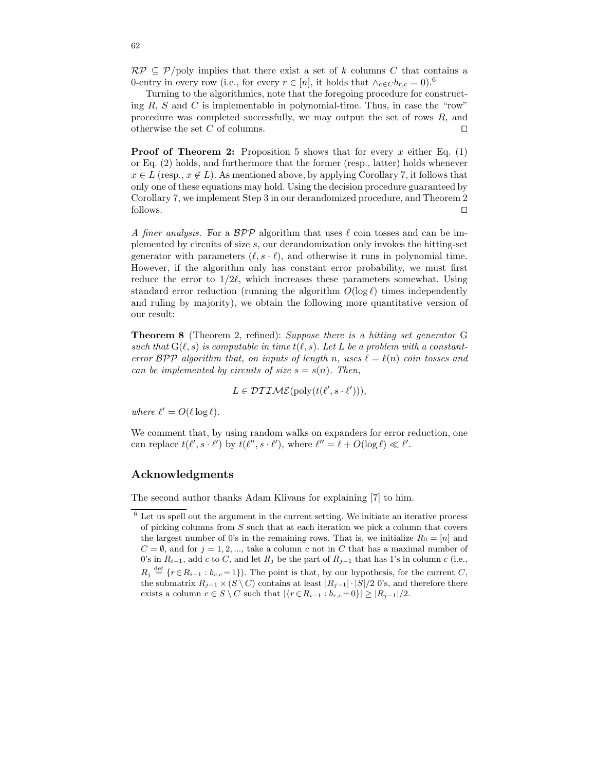$\mathcal{RP} \subseteq \mathcal{P}$/poly implies that there exist a set of $k$ columns $C$ that contains a 0-entry in every row (i.e., for every $r \in [n]$, it holds that $\wedge_{c \in C} b_{r,c} = 0$).[6]

Turning to the algorithmics, note that the foregoing procedure for constructing $R$, $S$ and $C$ is implementable in polynomial-time. Thus, in case the "row" procedure was completed successfully, we may output the set of rows $R$, and otherwise the set $C$ of columns. □

**Proof of Theorem 2:** Proposition 5 shows that for every $x$ either Eq. (1) or Eq. (2) holds, and furthermore that the former (resp., latter) holds whenever $x \in L$ (resp., $x \notin L$). As mentioned above, by applying Corollary 7, it follows that only one of these equations may hold. Using the decision procedure guaranteed by Corollary 7, we implement Step 3 in our derandomized procedure, and Theorem 2 follows. □

*A finer analysis.* For a $\mathcal{BPP}$ algorithm that uses $\ell$ coin tosses and can be implemented by circuits of size $s$, our derandomization only invokes the hitting-set generator with parameters $(\ell, s \cdot \ell)$, and otherwise it runs in polynomial time. However, if the algorithm only has constant error probability, we must first reduce the error to $1/2\ell$, which increases these parameters somewhat. Using standard error reduction (running the algorithm $O(\log \ell)$ times independently and ruling by majority), we obtain the following more quantitative version of our result:

**Theorem 8** (Theorem 2, refined): *Suppose there is a hitting set generator* G *such that* $\mathrm{G}(\ell, s)$ *is computable in time* $t(\ell, s)$. *Let* $L$ *be a problem with a constant-error* $\mathcal{BPP}$ *algorithm that, on inputs of length* $n$, *uses* $\ell = \ell(n)$ *coin tosses and can be implemented by circuits of size* $s = s(n)$. *Then,*

$$L \in \mathcal{DTIME}(\mathrm{poly}(t(\ell', s \cdot \ell'))),$$

*where* $\ell' = O(\ell \log \ell)$.

We comment that, by using random walks on expanders for error reduction, one can replace $t(\ell', s \cdot \ell')$ by $t(\ell'', s \cdot \ell')$, where $\ell'' = \ell + O(\log \ell) \ll \ell'$.

## Acknowledgments

The second author thanks Adam Klivans for explaining [7] to him.

---

[6] Let us spell out the argument in the current setting. We initiate an iterative process of picking columns from $S$ such that at each iteration we pick a column that covers the largest number of 0's in the remaining rows. That is, we initialize $R_0 = [n]$ and $C = \emptyset$, and for $j = 1, 2, \ldots$, take a column $c$ not in $C$ that has a maximal number of 0's in $R_{i-1}$, add $c$ to $C$, and let $R_j$ be the part of $R_{j-1}$ that has 1's in column $c$ (i.e., $R_j \stackrel{\text{def}}{=} \{r \in R_{i-1} : b_{r,c} = 1\}$). The point is that, by our hypothesis, for the current $C$, the submatrix $R_{j-1} \times (S \setminus C)$ contains at least $|R_{j-1}| \cdot |S|/2$ 0's, and therefore there exists a column $c \in S \setminus C$ such that $|\{r \in R_{i-1} : b_{r,c} = 0\}| \geq |R_{j-1}|/2$.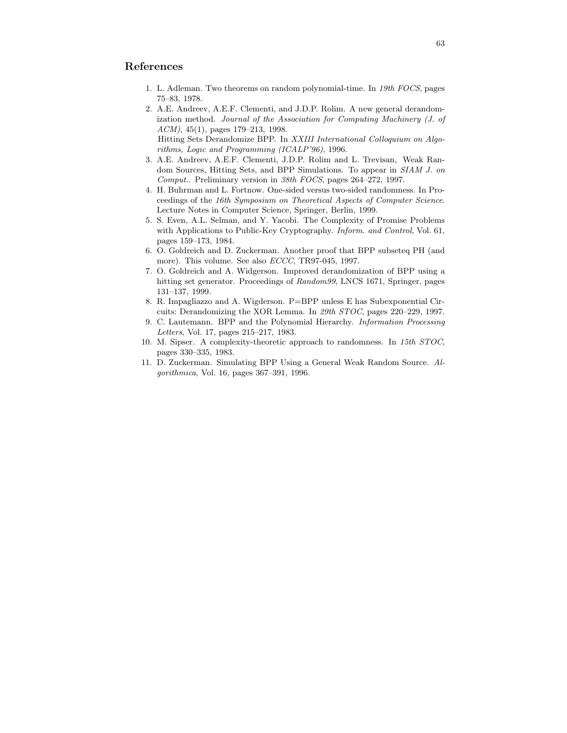## References

1. L. Adleman. Two theorems on random polynomial-time. In *19th FOCS*, pages 75–83, 1978.
2. A.E. Andreev, A.E.F. Clementi, and J.D.P. Rolim. A new general derandomization method. *Journal of the Association for Computing Machinery (J. of ACM)*, 45(1), pages 179–213, 1998.
   Hitting Sets Derandomize BPP. In *XXIII International Colloquium on Algorithms, Logic and Programming (ICALP'96)*, 1996.
3. A.E. Andreev, A.E.F. Clementi, J.D.P. Rolim and L. Trevisan, Weak Random Sources, Hitting Sets, and BPP Simulations. To appear in *SIAM J. on Comput.*. Preliminary version in *38th FOCS*, pages 264–272, 1997.
4. H. Buhrman and L. Fortnow. One-sided versus two-sided randomness. In Proceedings of the *16th Symposium on Theoretical Aspects of Computer Science*. Lecture Notes in Computer Science, Springer, Berlin, 1999.
5. S. Even, A.L. Selman, and Y. Yacobi. The Complexity of Promise Problems with Applications to Public-Key Cryptography. *Inform. and Control*, Vol. 61, pages 159–173, 1984.
6. O. Goldreich and D. Zuckerman. Another proof that BPP subseteq PH (and more). This volume. See also *ECCC*, TR97-045, 1997.
7. O. Goldreich and A. Widgerson. Improved derandomization of BPP using a hitting set generator. Proceedings of *Random99*, LNCS 1671, Springer, pages 131–137, 1999.
8. R. Impagliazzo and A. Wigderson. P=BPP unless E has Subexponential Circuits: Derandomizing the XOR Lemma. In *29th STOC*, pages 220–229, 1997.
9. C. Lautemann. BPP and the Polynomial Hierarchy. *Information Processing Letters*, Vol. 17, pages 215–217, 1983.
10. M. Sipser. A complexity-theoretic approach to randomness. In *15th STOC*, pages 330–335, 1983.
11. D. Zuckerman. Simulating BPP Using a General Weak Random Source. *Algorithmica*, Vol. 16, pages 367–391, 1996.